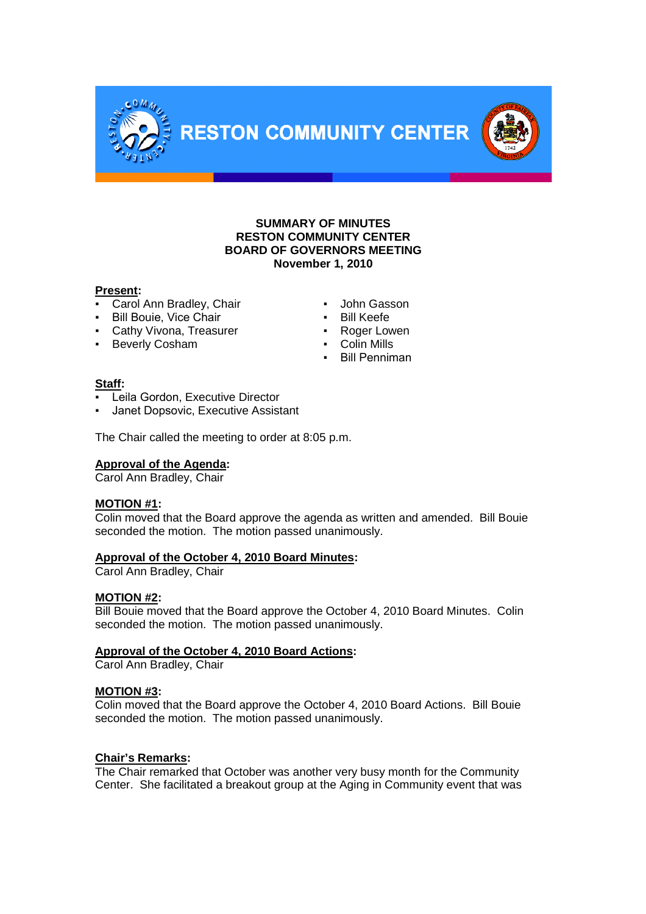**RESTON COMMUNITY CENTER**

**SUMMARY OF MINUTES**
**RESTON COMMUNITY CENTER**
**BOARD OF GOVERNORS MEETING**
**November 1, 2010**

**Present:**

- Carol Ann Bradley, Chair
- Bill Bouie, Vice Chair
- Cathy Vivona, Treasurer
- Beverly Cosham
- John Gasson
- Bill Keefe
- Roger Lowen
- Colin Mills
- Bill Penniman

**Staff:**

- Leila Gordon, Executive Director
- Janet Dopsovic, Executive Assistant

The Chair called the meeting to order at 8:05 p.m.

**Approval of the Agenda:**
Carol Ann Bradley, Chair

**MOTION #1:**
Colin moved that the Board approve the agenda as written and amended. Bill Bouie seconded the motion. The motion passed unanimously.

**Approval of the October 4, 2010 Board Minutes:**
Carol Ann Bradley, Chair

**MOTION #2:**
Bill Bouie moved that the Board approve the October 4, 2010 Board Minutes. Colin seconded the motion. The motion passed unanimously.

**Approval of the October 4, 2010 Board Actions:**
Carol Ann Bradley, Chair

**MOTION #3:**
Colin moved that the Board approve the October 4, 2010 Board Actions. Bill Bouie seconded the motion. The motion passed unanimously.

**Chair's Remarks:**
The Chair remarked that October was another very busy month for the Community Center. She facilitated a breakout group at the Aging in Community event that was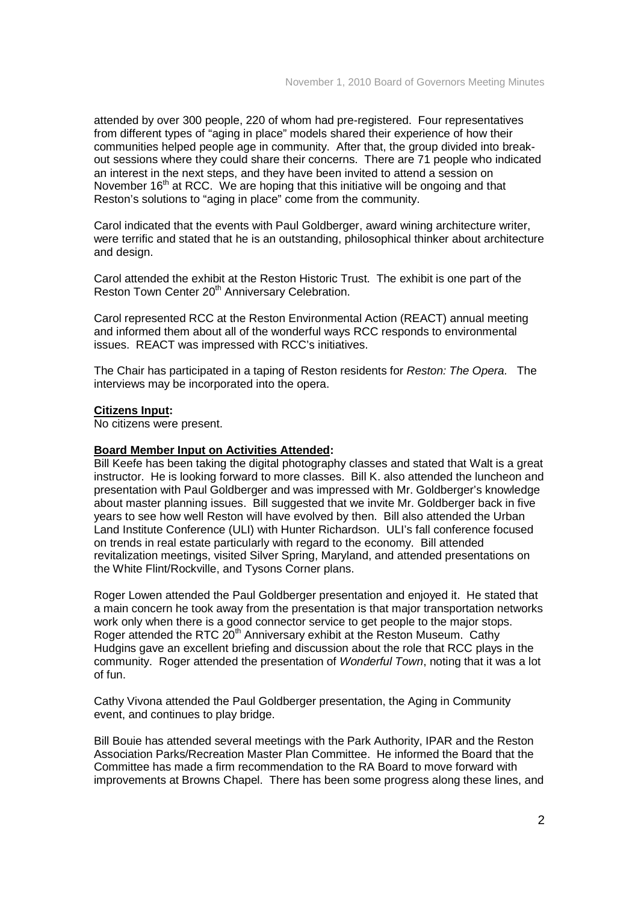attended by over 300 people, 220 of whom had pre-registered. Four representatives from different types of "aging in place" models shared their experience of how their communities helped people age in community. After that, the group divided into break-out sessions where they could share their concerns. There are 71 people who indicated an interest in the next steps, and they have been invited to attend a session on November 16th at RCC. We are hoping that this initiative will be ongoing and that Reston's solutions to "aging in place" come from the community.

Carol indicated that the events with Paul Goldberger, award wining architecture writer, were terrific and stated that he is an outstanding, philosophical thinker about architecture and design.

Carol attended the exhibit at the Reston Historic Trust. The exhibit is one part of the Reston Town Center 20th Anniversary Celebration.

Carol represented RCC at the Reston Environmental Action (REACT) annual meeting and informed them about all of the wonderful ways RCC responds to environmental issues. REACT was impressed with RCC's initiatives.

The Chair has participated in a taping of Reston residents for *Reston: The Opera.* The interviews may be incorporated into the opera.

**Citizens Input:**

No citizens were present.

**Board Member Input on Activities Attended:**

Bill Keefe has been taking the digital photography classes and stated that Walt is a great instructor. He is looking forward to more classes. Bill K. also attended the luncheon and presentation with Paul Goldberger and was impressed with Mr. Goldberger's knowledge about master planning issues. Bill suggested that we invite Mr. Goldberger back in five years to see how well Reston will have evolved by then. Bill also attended the Urban Land Institute Conference (ULI) with Hunter Richardson. ULI's fall conference focused on trends in real estate particularly with regard to the economy. Bill attended revitalization meetings, visited Silver Spring, Maryland, and attended presentations on the White Flint/Rockville, and Tysons Corner plans.

Roger Lowen attended the Paul Goldberger presentation and enjoyed it. He stated that a main concern he took away from the presentation is that major transportation networks work only when there is a good connector service to get people to the major stops. Roger attended the RTC 20th Anniversary exhibit at the Reston Museum. Cathy Hudgins gave an excellent briefing and discussion about the role that RCC plays in the community. Roger attended the presentation of *Wonderful Town*, noting that it was a lot of fun.

Cathy Vivona attended the Paul Goldberger presentation, the Aging in Community event, and continues to play bridge.

Bill Bouie has attended several meetings with the Park Authority, IPAR and the Reston Association Parks/Recreation Master Plan Committee. He informed the Board that the Committee has made a firm recommendation to the RA Board to move forward with improvements at Browns Chapel. There has been some progress along these lines, and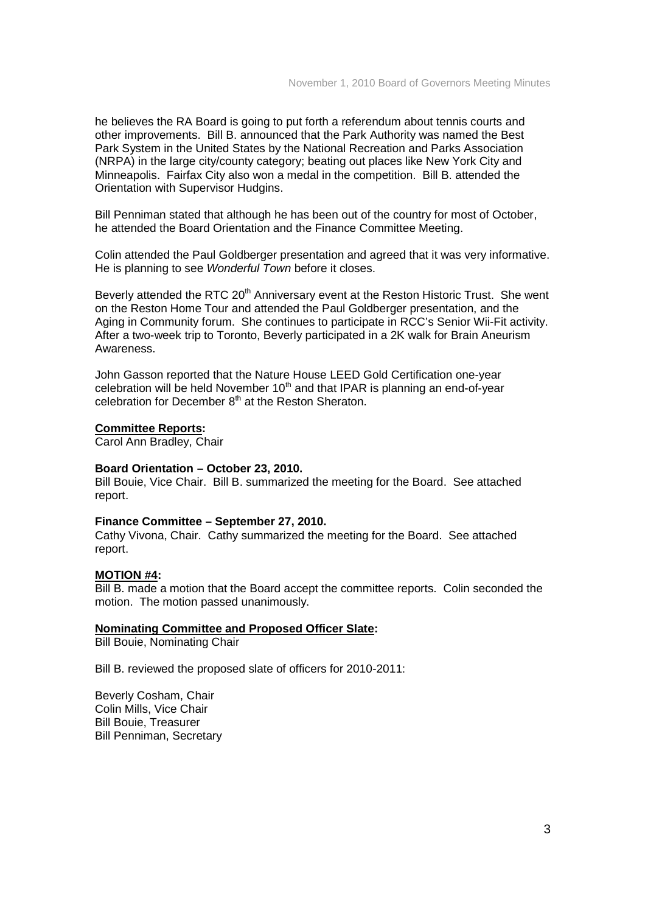he believes the RA Board is going to put forth a referendum about tennis courts and other improvements. Bill B. announced that the Park Authority was named the Best Park System in the United States by the National Recreation and Parks Association (NRPA) in the large city/county category; beating out places like New York City and Minneapolis. Fairfax City also won a medal in the competition. Bill B. attended the Orientation with Supervisor Hudgins.

Bill Penniman stated that although he has been out of the country for most of October, he attended the Board Orientation and the Finance Committee Meeting.

Colin attended the Paul Goldberger presentation and agreed that it was very informative. He is planning to see *Wonderful Town* before it closes.

Beverly attended the RTC 20th Anniversary event at the Reston Historic Trust. She went on the Reston Home Tour and attended the Paul Goldberger presentation, and the Aging in Community forum. She continues to participate in RCC's Senior Wii-Fit activity. After a two-week trip to Toronto, Beverly participated in a 2K walk for Brain Aneurism Awareness.

John Gasson reported that the Nature House LEED Gold Certification one-year celebration will be held November 10th and that IPAR is planning an end-of-year celebration for December 8th at the Reston Sheraton.

**Committee Reports:**
Carol Ann Bradley, Chair

**Board Orientation – October 23, 2010.**
Bill Bouie, Vice Chair. Bill B. summarized the meeting for the Board. See attached report.

**Finance Committee – September 27, 2010.**
Cathy Vivona, Chair. Cathy summarized the meeting for the Board. See attached report.

**MOTION #4:**
Bill B. made a motion that the Board accept the committee reports. Colin seconded the motion. The motion passed unanimously.

**Nominating Committee and Proposed Officer Slate:**
Bill Bouie, Nominating Chair

Bill B. reviewed the proposed slate of officers for 2010-2011:

Beverly Cosham, Chair
Colin Mills, Vice Chair
Bill Bouie, Treasurer
Bill Penniman, Secretary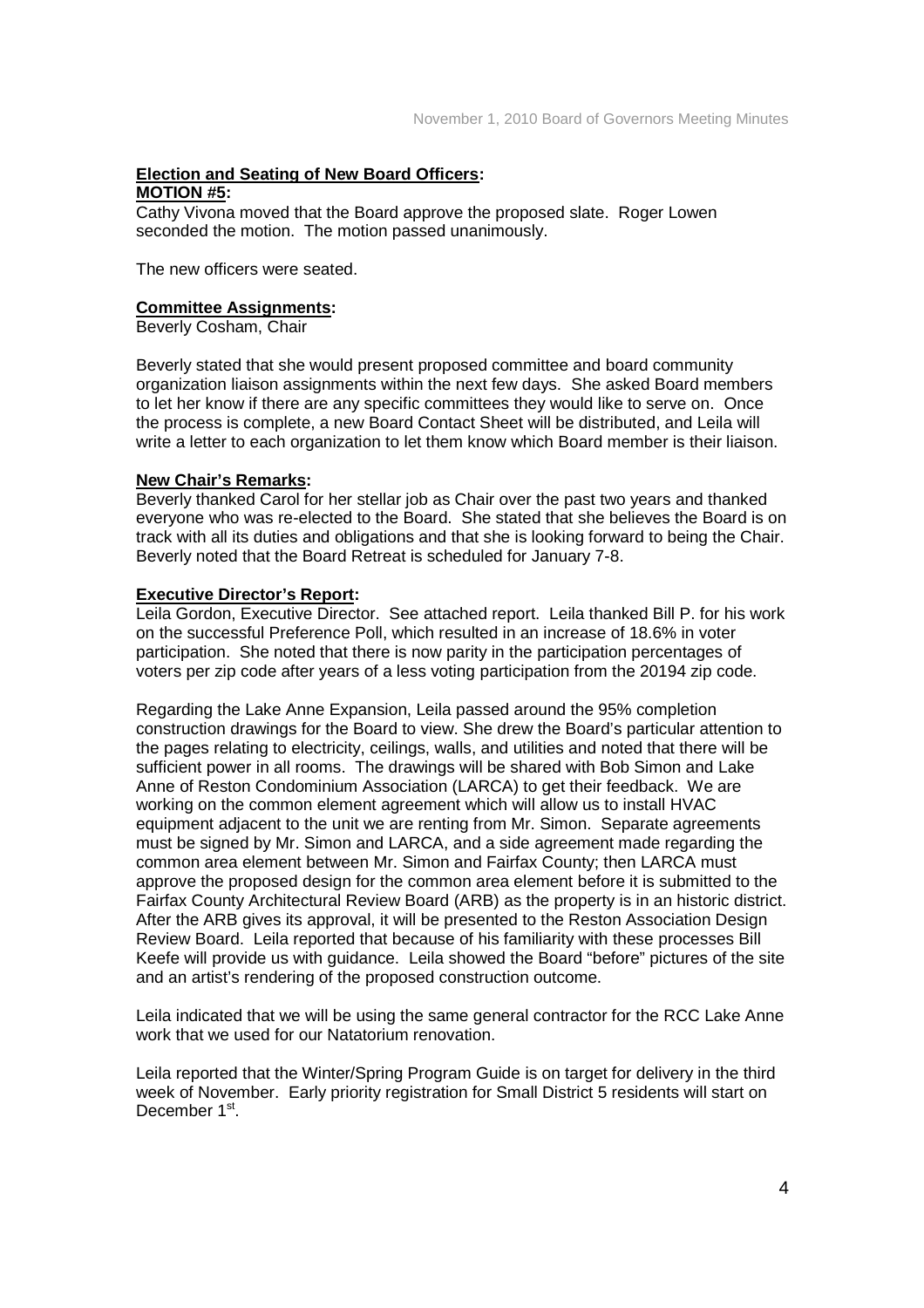**Election and Seating of New Board Officers:**

**MOTION #5:**

Cathy Vivona moved that the Board approve the proposed slate. Roger Lowen seconded the motion. The motion passed unanimously.

The new officers were seated.

**Committee Assignments:**

Beverly Cosham, Chair

Beverly stated that she would present proposed committee and board community organization liaison assignments within the next few days. She asked Board members to let her know if there are any specific committees they would like to serve on. Once the process is complete, a new Board Contact Sheet will be distributed, and Leila will write a letter to each organization to let them know which Board member is their liaison.

**New Chair's Remarks:**

Beverly thanked Carol for her stellar job as Chair over the past two years and thanked everyone who was re-elected to the Board. She stated that she believes the Board is on track with all its duties and obligations and that she is looking forward to being the Chair. Beverly noted that the Board Retreat is scheduled for January 7-8.

**Executive Director's Report:**

Leila Gordon, Executive Director. See attached report. Leila thanked Bill P. for his work on the successful Preference Poll, which resulted in an increase of 18.6% in voter participation. She noted that there is now parity in the participation percentages of voters per zip code after years of a less voting participation from the 20194 zip code.

Regarding the Lake Anne Expansion, Leila passed around the 95% completion construction drawings for the Board to view. She drew the Board's particular attention to the pages relating to electricity, ceilings, walls, and utilities and noted that there will be sufficient power in all rooms. The drawings will be shared with Bob Simon and Lake Anne of Reston Condominium Association (LARCA) to get their feedback. We are working on the common element agreement which will allow us to install HVAC equipment adjacent to the unit we are renting from Mr. Simon. Separate agreements must be signed by Mr. Simon and LARCA, and a side agreement made regarding the common area element between Mr. Simon and Fairfax County; then LARCA must approve the proposed design for the common area element before it is submitted to the Fairfax County Architectural Review Board (ARB) as the property is in an historic district. After the ARB gives its approval, it will be presented to the Reston Association Design Review Board. Leila reported that because of his familiarity with these processes Bill Keefe will provide us with guidance. Leila showed the Board "before" pictures of the site and an artist's rendering of the proposed construction outcome.

Leila indicated that we will be using the same general contractor for the RCC Lake Anne work that we used for our Natatorium renovation.

Leila reported that the Winter/Spring Program Guide is on target for delivery in the third week of November. Early priority registration for Small District 5 residents will start on December 1st.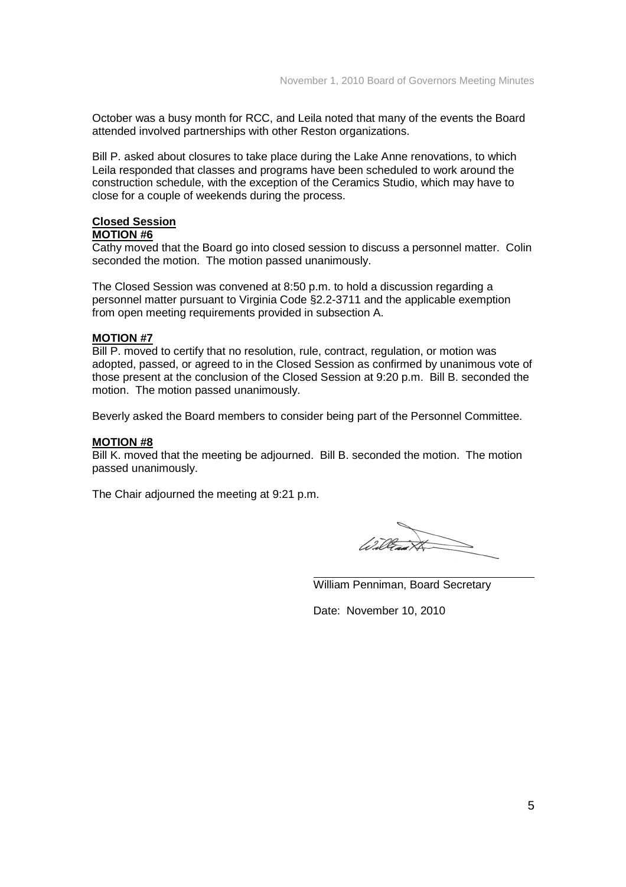October was a busy month for RCC, and Leila noted that many of the events the Board attended involved partnerships with other Reston organizations.

Bill P. asked about closures to take place during the Lake Anne renovations, to which Leila responded that classes and programs have been scheduled to work around the construction schedule, with the exception of the Ceramics Studio, which may have to close for a couple of weekends during the process.

**Closed Session**

**MOTION #6**

Cathy moved that the Board go into closed session to discuss a personnel matter. Colin seconded the motion. The motion passed unanimously.

The Closed Session was convened at 8:50 p.m. to hold a discussion regarding a personnel matter pursuant to Virginia Code §2.2-3711 and the applicable exemption from open meeting requirements provided in subsection A.

**MOTION #7**

Bill P. moved to certify that no resolution, rule, contract, regulation, or motion was adopted, passed, or agreed to in the Closed Session as confirmed by unanimous vote of those present at the conclusion of the Closed Session at 9:20 p.m. Bill B. seconded the motion. The motion passed unanimously.

Beverly asked the Board members to consider being part of the Personnel Committee.

**MOTION #8**

Bill K. moved that the meeting be adjourned. Bill B. seconded the motion. The motion passed unanimously.

The Chair adjourned the meeting at 9:21 p.m.

William Penniman, Board Secretary

Date: November 10, 2010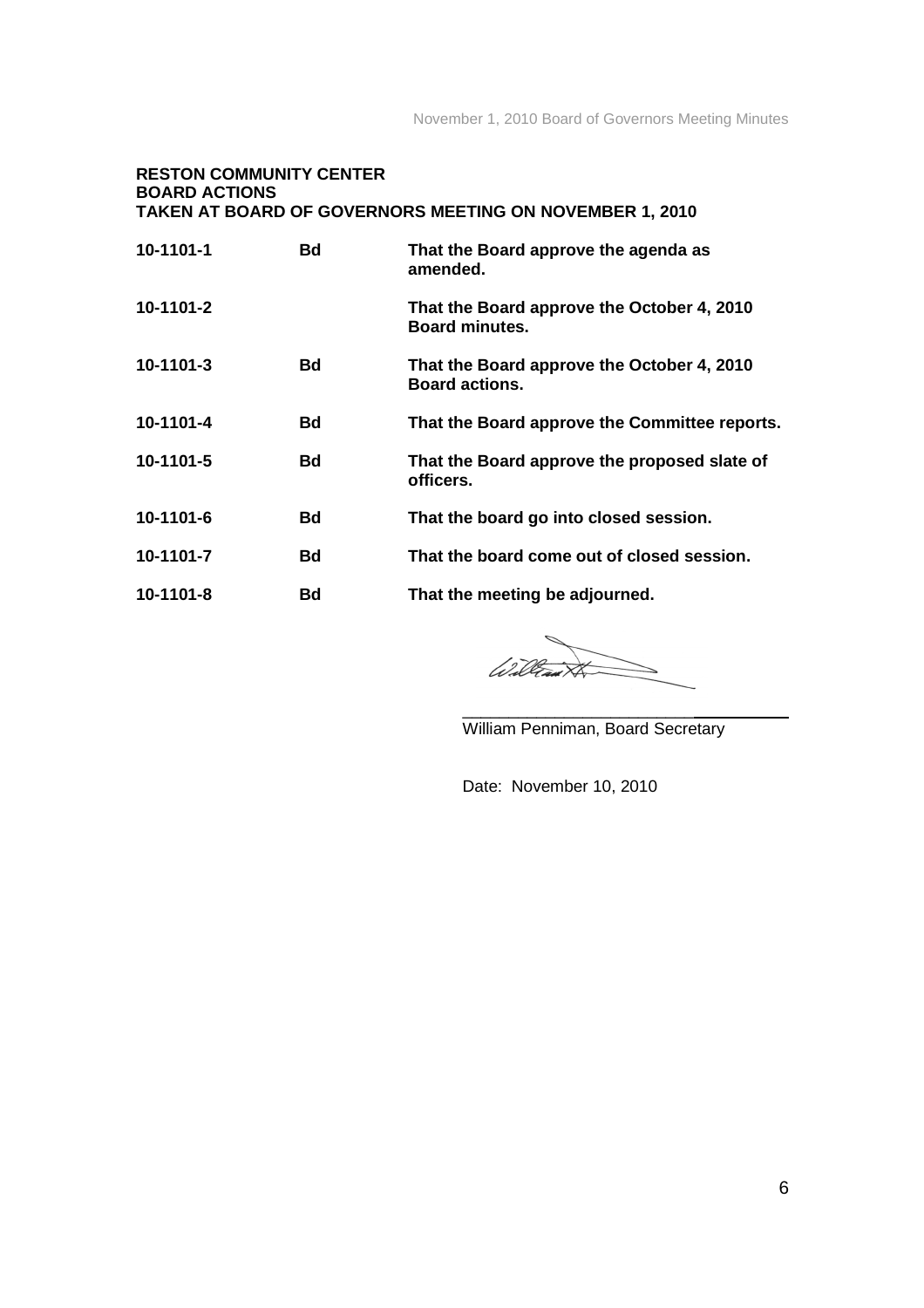**RESTON COMMUNITY CENTER**
**BOARD ACTIONS**
**TAKEN AT BOARD OF GOVERNORS MEETING ON NOVEMBER 1, 2010**

| | | |
|---|---|---|
| **10-1101-1** | **Bd** | **That the Board approve the agenda as amended.** |
| **10-1101-2** | | **That the Board approve the October 4, 2010 Board minutes.** |
| **10-1101-3** | **Bd** | **That the Board approve the October 4, 2010 Board actions.** |
| **10-1101-4** | **Bd** | **That the Board approve the Committee reports.** |
| **10-1101-5** | **Bd** | **That the Board approve the proposed slate of officers.** |
| **10-1101-6** | **Bd** | **That the board go into closed session.** |
| **10-1101-7** | **Bd** | **That the board come out of closed session.** |
| **10-1101-8** | **Bd** | **That the meeting be adjourned.** |

_________________________________
William Penniman, Board Secretary

Date: November 10, 2010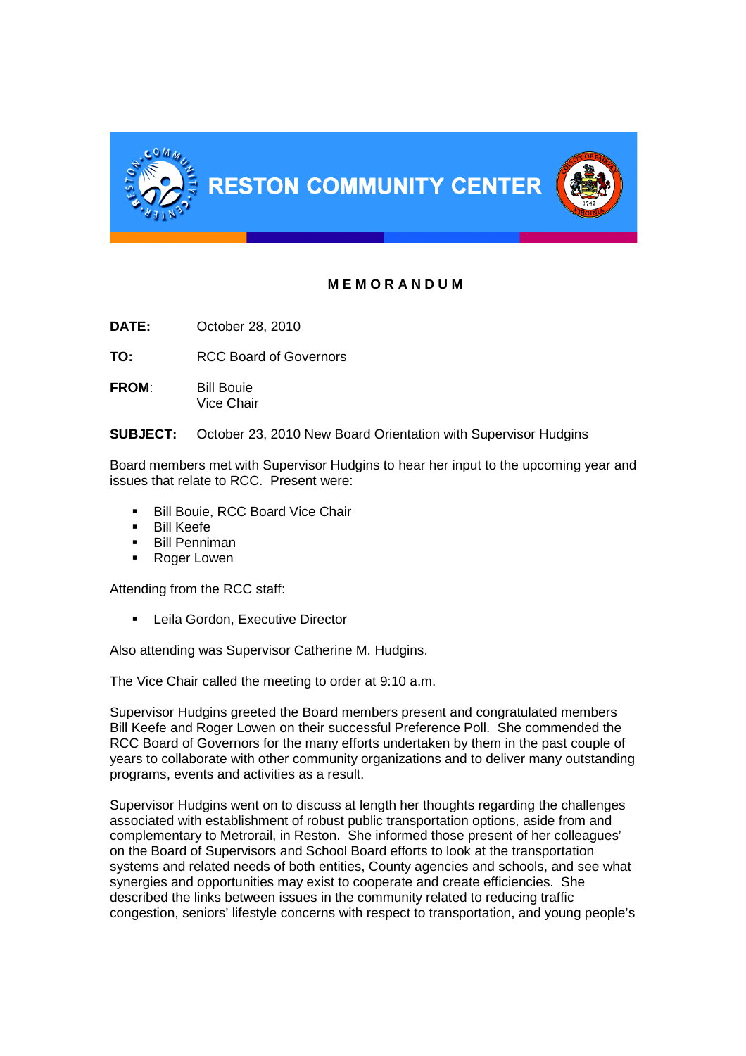RESTON COMMUNITY CENTER

**M E M O R A N D U M**

**DATE:** October 28, 2010

**TO:** RCC Board of Governors

**FROM:** Bill Bouie
Vice Chair

**SUBJECT:** October 23, 2010 New Board Orientation with Supervisor Hudgins

Board members met with Supervisor Hudgins to hear her input to the upcoming year and issues that relate to RCC. Present were:

- Bill Bouie, RCC Board Vice Chair
- Bill Keefe
- Bill Penniman
- Roger Lowen

Attending from the RCC staff:

- Leila Gordon, Executive Director

Also attending was Supervisor Catherine M. Hudgins.

The Vice Chair called the meeting to order at 9:10 a.m.

Supervisor Hudgins greeted the Board members present and congratulated members Bill Keefe and Roger Lowen on their successful Preference Poll. She commended the RCC Board of Governors for the many efforts undertaken by them in the past couple of years to collaborate with other community organizations and to deliver many outstanding programs, events and activities as a result.

Supervisor Hudgins went on to discuss at length her thoughts regarding the challenges associated with establishment of robust public transportation options, aside from and complementary to Metrorail, in Reston. She informed those present of her colleagues' on the Board of Supervisors and School Board efforts to look at the transportation systems and related needs of both entities, County agencies and schools, and see what synergies and opportunities may exist to cooperate and create efficiencies. She described the links between issues in the community related to reducing traffic congestion, seniors' lifestyle concerns with respect to transportation, and young people's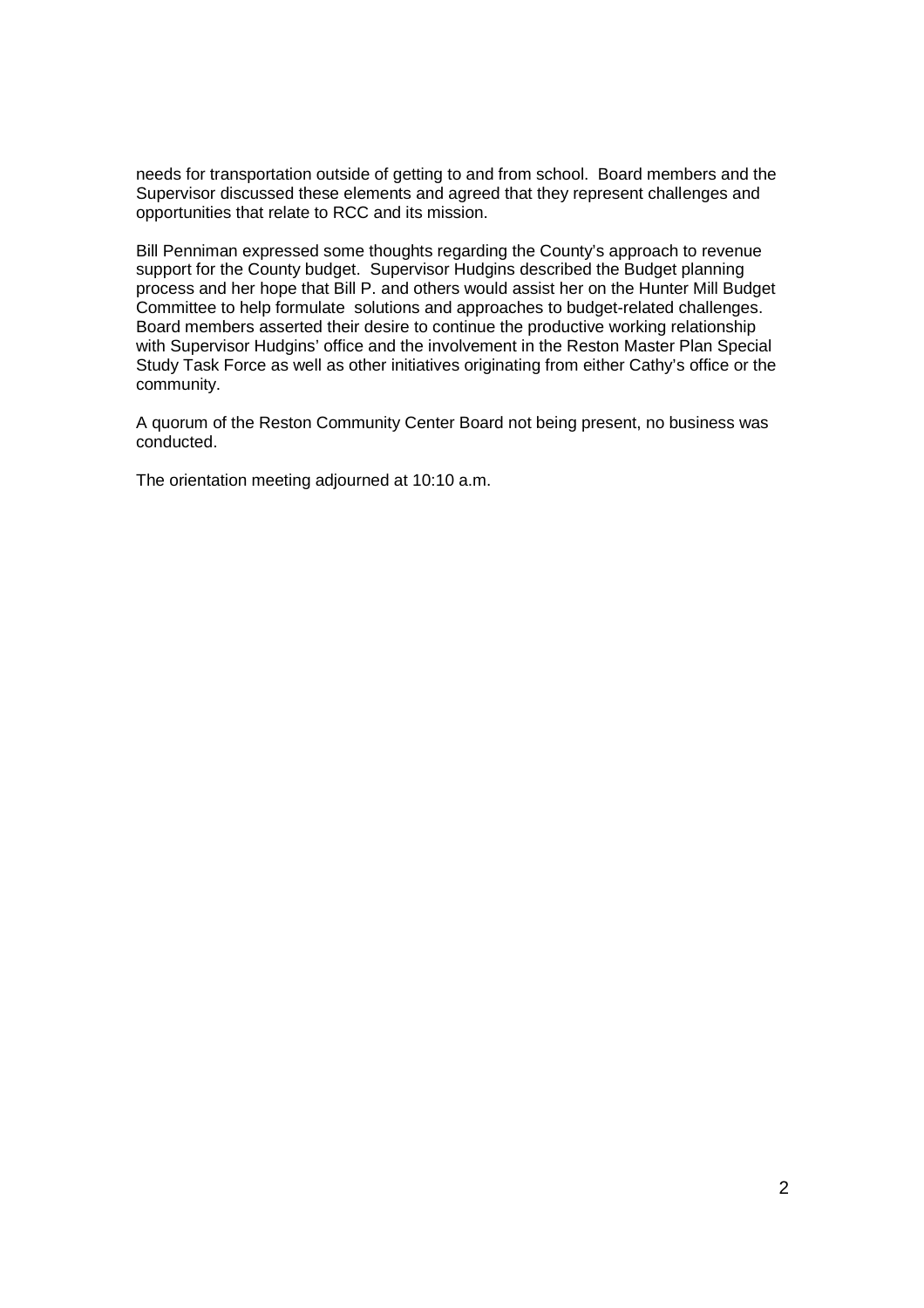needs for transportation outside of getting to and from school. Board members and the Supervisor discussed these elements and agreed that they represent challenges and opportunities that relate to RCC and its mission.

Bill Penniman expressed some thoughts regarding the County's approach to revenue support for the County budget. Supervisor Hudgins described the Budget planning process and her hope that Bill P. and others would assist her on the Hunter Mill Budget Committee to help formulate solutions and approaches to budget-related challenges. Board members asserted their desire to continue the productive working relationship with Supervisor Hudgins' office and the involvement in the Reston Master Plan Special Study Task Force as well as other initiatives originating from either Cathy's office or the community.

A quorum of the Reston Community Center Board not being present, no business was conducted.

The orientation meeting adjourned at 10:10 a.m.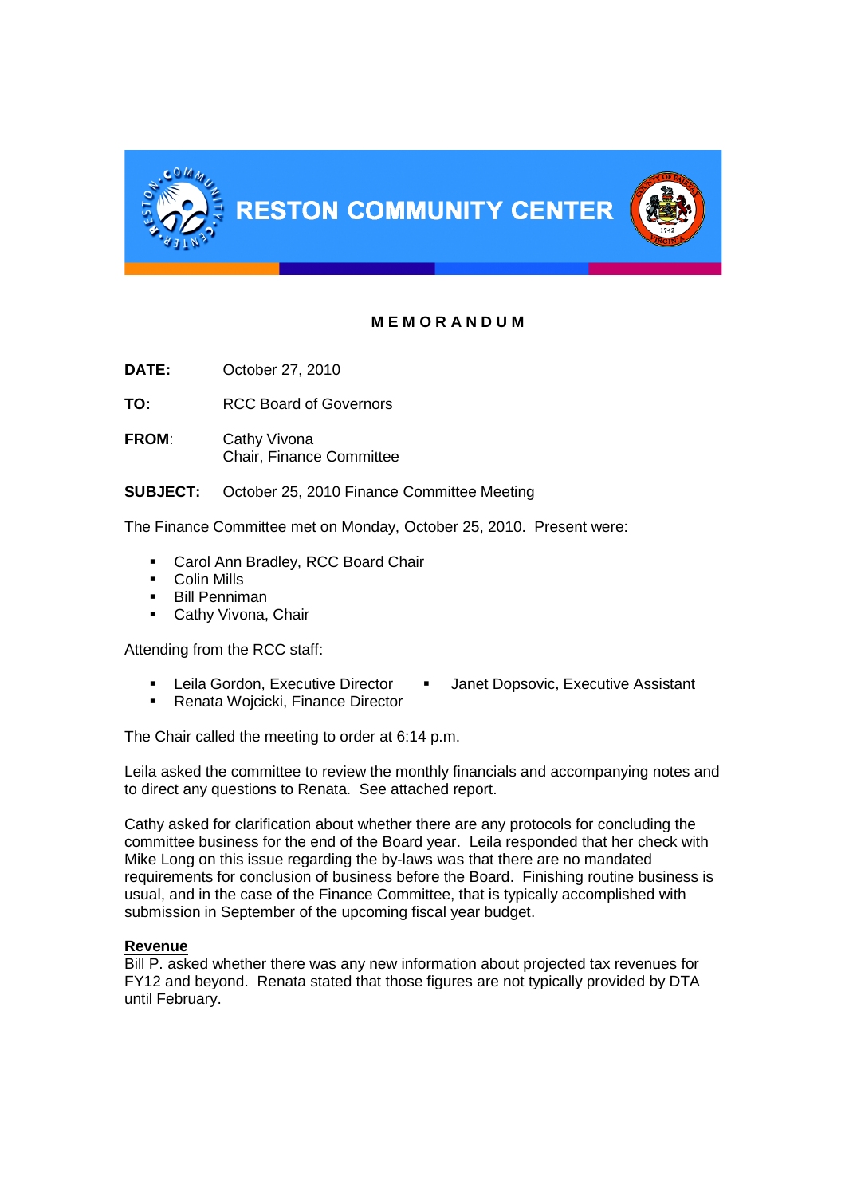# RESTON COMMUNITY CENTER

**M E M O R A N D U M**

**DATE:** October 27, 2010

**TO:** RCC Board of Governors

**FROM:** Cathy Vivona
Chair, Finance Committee

**SUBJECT:** October 25, 2010 Finance Committee Meeting

The Finance Committee met on Monday, October 25, 2010. Present were:

- Carol Ann Bradley, RCC Board Chair
- Colin Mills
- Bill Penniman
- Cathy Vivona, Chair

Attending from the RCC staff:

- Leila Gordon, Executive Director
- Renata Wojcicki, Finance Director
- Janet Dopsovic, Executive Assistant

The Chair called the meeting to order at 6:14 p.m.

Leila asked the committee to review the monthly financials and accompanying notes and to direct any questions to Renata. See attached report.

Cathy asked for clarification about whether there are any protocols for concluding the committee business for the end of the Board year. Leila responded that her check with Mike Long on this issue regarding the by-laws was that there are no mandated requirements for conclusion of business before the Board. Finishing routine business is usual, and in the case of the Finance Committee, that is typically accomplished with submission in September of the upcoming fiscal year budget.

**Revenue**

Bill P. asked whether there was any new information about projected tax revenues for FY12 and beyond. Renata stated that those figures are not typically provided by DTA until February.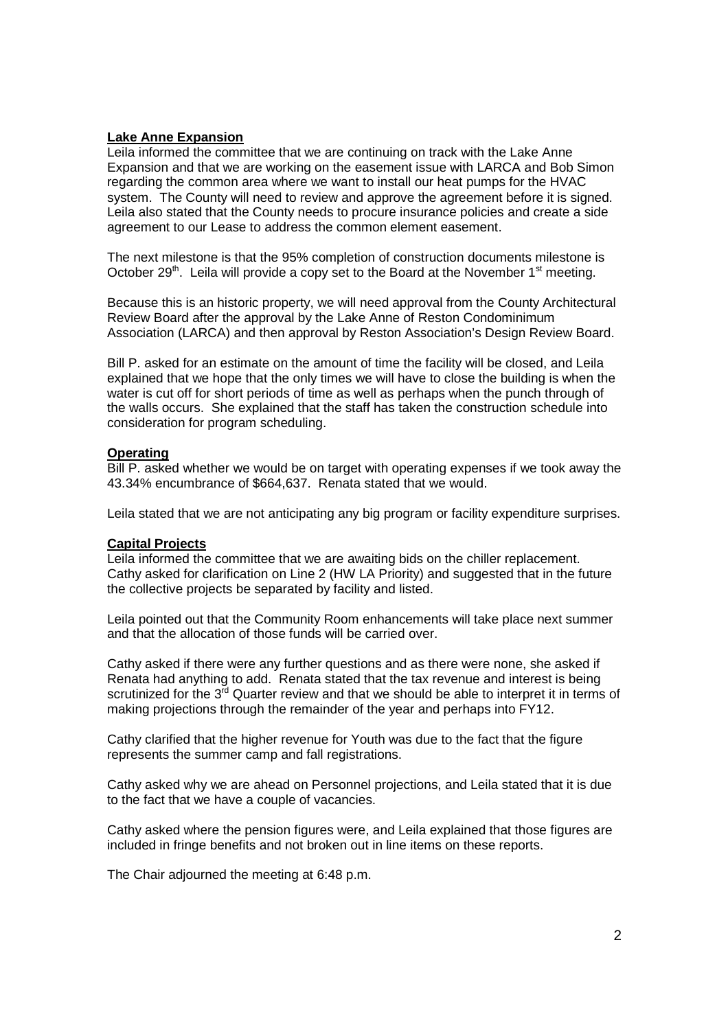**Lake Anne Expansion**

Leila informed the committee that we are continuing on track with the Lake Anne Expansion and that we are working on the easement issue with LARCA and Bob Simon regarding the common area where we want to install our heat pumps for the HVAC system. The County will need to review and approve the agreement before it is signed. Leila also stated that the County needs to procure insurance policies and create a side agreement to our Lease to address the common element easement.

The next milestone is that the 95% completion of construction documents milestone is October 29th. Leila will provide a copy set to the Board at the November 1st meeting.

Because this is an historic property, we will need approval from the County Architectural Review Board after the approval by the Lake Anne of Reston Condominimum Association (LARCA) and then approval by Reston Association's Design Review Board.

Bill P. asked for an estimate on the amount of time the facility will be closed, and Leila explained that we hope that the only times we will have to close the building is when the water is cut off for short periods of time as well as perhaps when the punch through of the walls occurs. She explained that the staff has taken the construction schedule into consideration for program scheduling.

**Operating**

Bill P. asked whether we would be on target with operating expenses if we took away the 43.34% encumbrance of $664,637. Renata stated that we would.

Leila stated that we are not anticipating any big program or facility expenditure surprises.

**Capital Projects**

Leila informed the committee that we are awaiting bids on the chiller replacement. Cathy asked for clarification on Line 2 (HW LA Priority) and suggested that in the future the collective projects be separated by facility and listed.

Leila pointed out that the Community Room enhancements will take place next summer and that the allocation of those funds will be carried over.

Cathy asked if there were any further questions and as there were none, she asked if Renata had anything to add. Renata stated that the tax revenue and interest is being scrutinized for the 3rd Quarter review and that we should be able to interpret it in terms of making projections through the remainder of the year and perhaps into FY12.

Cathy clarified that the higher revenue for Youth was due to the fact that the figure represents the summer camp and fall registrations.

Cathy asked why we are ahead on Personnel projections, and Leila stated that it is due to the fact that we have a couple of vacancies.

Cathy asked where the pension figures were, and Leila explained that those figures are included in fringe benefits and not broken out in line items on these reports.

The Chair adjourned the meeting at 6:48 p.m.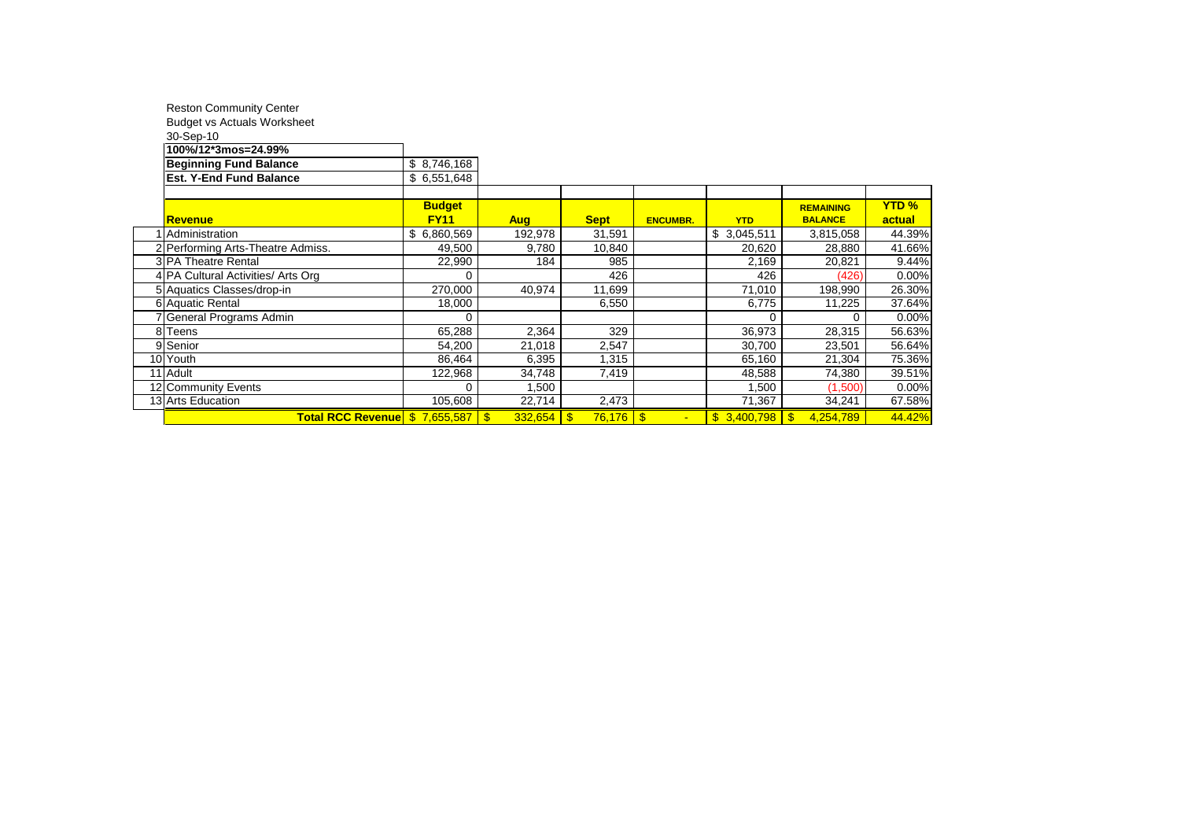Reston Community Center

Budget vs Actuals Worksheet

30-Sep-10

| 100%/12*3mos=24.99% | |
|---|---|
| **Beginning Fund Balance** | $ 8,746,168 |
| **Est. Y-End Fund Balance** | $ 6,551,648 |

| | Revenue | Budget FY11 | Aug | Sept | ENCUMBR. | YTD | REMAINING BALANCE | YTD % actual |
|---|---|---|---|---|---|---|---|---|
| 1 | Administration | $ 6,860,569 | 192,978 | 31,591 | | $ 3,045,511 | 3,815,058 | 44.39% |
| 2 | Performing Arts-Theatre Admiss. | 49,500 | 9,780 | 10,840 | | 20,620 | 28,880 | 41.66% |
| 3 | PA Theatre Rental | 22,990 | 184 | 985 | | 2,169 | 20,821 | 9.44% |
| 4 | PA Cultural Activities/ Arts Org | 0 | | 426 | | 426 | (426) | 0.00% |
| 5 | Aquatics Classes/drop-in | 270,000 | 40,974 | 11,699 | | 71,010 | 198,990 | 26.30% |
| 6 | Aquatic Rental | 18,000 | | 6,550 | | 6,775 | 11,225 | 37.64% |
| 7 | General Programs Admin | 0 | | | | 0 | 0 | 0.00% |
| 8 | Teens | 65,288 | 2,364 | 329 | | 36,973 | 28,315 | 56.63% |
| 9 | Senior | 54,200 | 21,018 | 2,547 | | 30,700 | 23,501 | 56.64% |
| 10 | Youth | 86,464 | 6,395 | 1,315 | | 65,160 | 21,304 | 75.36% |
| 11 | Adult | 122,968 | 34,748 | 7,419 | | 48,588 | 74,380 | 39.51% |
| 12 | Community Events | 0 | 1,500 | | | 1,500 | (1,500) | 0.00% |
| 13 | Arts Education | 105,608 | 22,714 | 2,473 | | 71,367 | 34,241 | 67.58% |
| | **Total RCC Revenue** | $ 7,655,587 | $ 332,654 | $ 76,176 | $ - | $ 3,400,798 | $ 4,254,789 | 44.42% |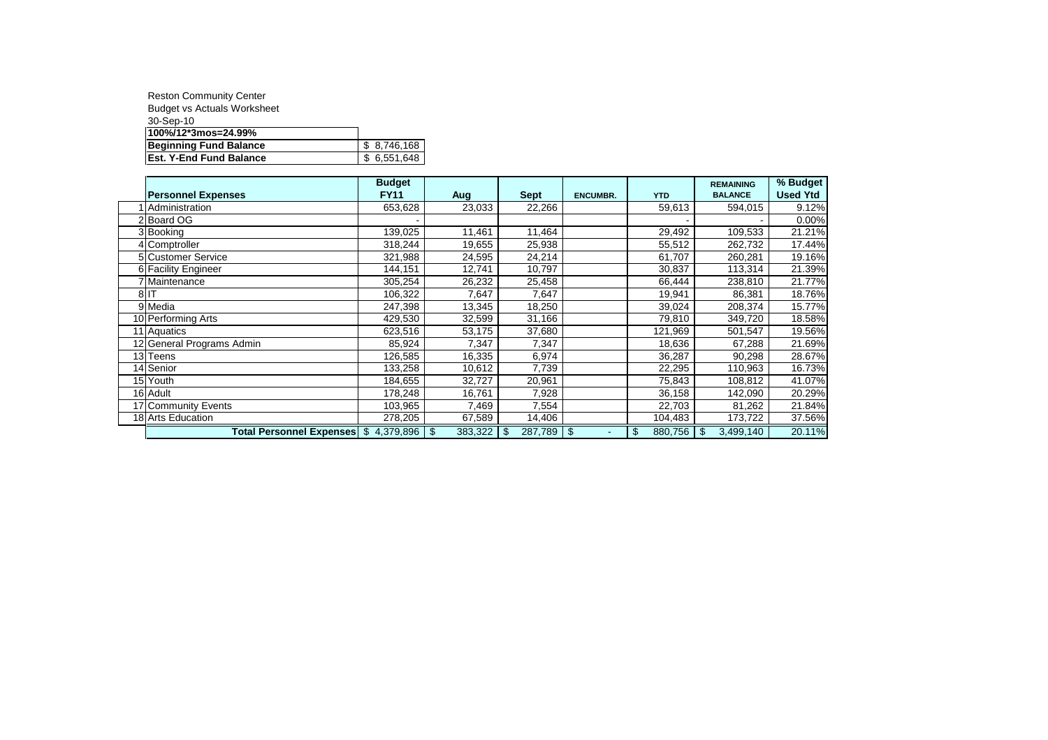Reston Community Center
Budget vs Actuals Worksheet
30-Sep-10

| **100%/12*3mos=24.99%** | |
|---|---|
| **Beginning Fund Balance** | $ 8,746,168 |
| **Est. Y-End Fund Balance** | $ 6,551,648 |

| | **Personnel Expenses** | **Budget FY11** | **Aug** | **Sept** | **ENCUMBR.** | **YTD** | **REMAINING BALANCE** | **% Budget Used Ytd** |
|---|---|---|---|---|---|---|---|---|
| 1 | Administration | 653,628 | 23,033 | 22,266 | | 59,613 | 594,015 | 9.12% |
| 2 | Board OG | - | | | | - | - | 0.00% |
| 3 | Booking | 139,025 | 11,461 | 11,464 | | 29,492 | 109,533 | 21.21% |
| 4 | Comptroller | 318,244 | 19,655 | 25,938 | | 55,512 | 262,732 | 17.44% |
| 5 | Customer Service | 321,988 | 24,595 | 24,214 | | 61,707 | 260,281 | 19.16% |
| 6 | Facility Engineer | 144,151 | 12,741 | 10,797 | | 30,837 | 113,314 | 21.39% |
| 7 | Maintenance | 305,254 | 26,232 | 25,458 | | 66,444 | 238,810 | 21.77% |
| 8 | IT | 106,322 | 7,647 | 7,647 | | 19,941 | 86,381 | 18.76% |
| 9 | Media | 247,398 | 13,345 | 18,250 | | 39,024 | 208,374 | 15.77% |
| 10 | Performing Arts | 429,530 | 32,599 | 31,166 | | 79,810 | 349,720 | 18.58% |
| 11 | Aquatics | 623,516 | 53,175 | 37,680 | | 121,969 | 501,547 | 19.56% |
| 12 | General Programs Admin | 85,924 | 7,347 | 7,347 | | 18,636 | 67,288 | 21.69% |
| 13 | Teens | 126,585 | 16,335 | 6,974 | | 36,287 | 90,298 | 28.67% |
| 14 | Senior | 133,258 | 10,612 | 7,739 | | 22,295 | 110,963 | 16.73% |
| 15 | Youth | 184,655 | 32,727 | 20,961 | | 75,843 | 108,812 | 41.07% |
| 16 | Adult | 178,248 | 16,761 | 7,928 | | 36,158 | 142,090 | 20.29% |
| 17 | Community Events | 103,965 | 7,469 | 7,554 | | 22,703 | 81,262 | 21.84% |
| 18 | Arts Education | 278,205 | 67,589 | 14,406 | | 104,483 | 173,722 | 37.56% |
| | **Total Personnel Expenses** | $ 4,379,896 | $ 383,322 | $ 287,789 | $ - | $ 880,756 | $ 3,499,140 | 20.11% |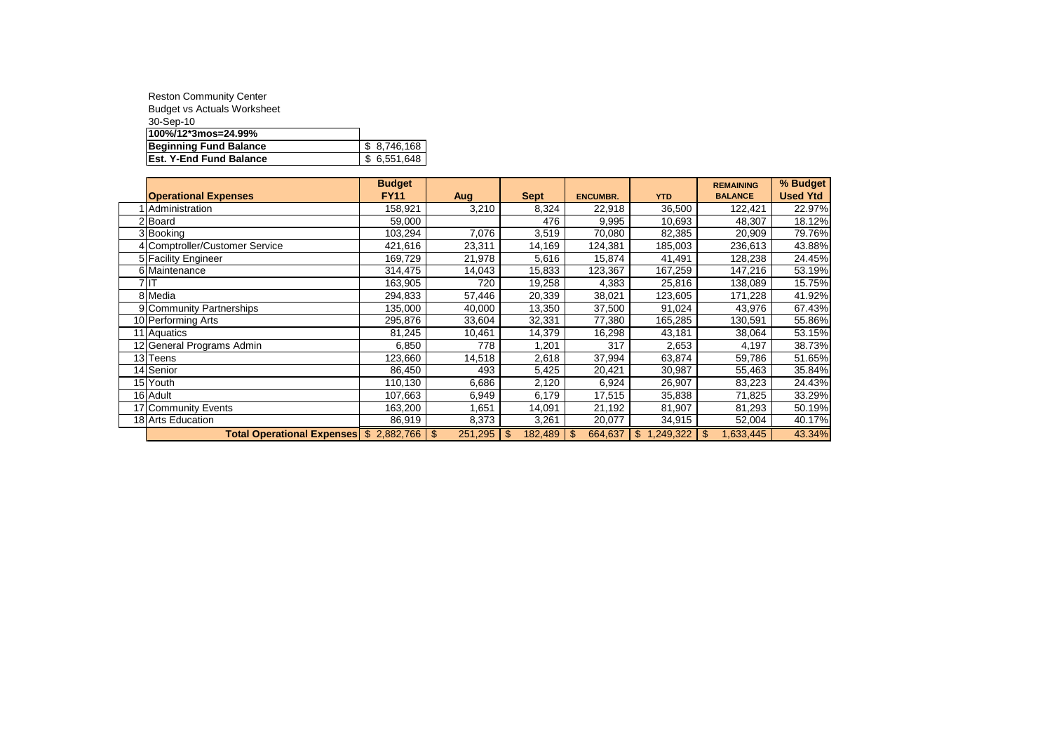Reston Community Center

Budget vs Actuals Worksheet

30-Sep-10

| 100%/12*3mos=24.99% | |
|---|---|
| **Beginning Fund Balance** | $ 8,746,168 |
| **Est. Y-End Fund Balance** | $ 6,551,648 |

| | Operational Expenses | Budget FY11 | Aug | Sept | ENCUMBR. | YTD | REMAINING BALANCE | % Budget Used Ytd |
|---|---|---|---|---|---|---|---|---|
| 1 | Administration | 158,921 | 3,210 | 8,324 | 22,918 | 36,500 | 122,421 | 22.97% |
| 2 | Board | 59,000 | | 476 | 9,995 | 10,693 | 48,307 | 18.12% |
| 3 | Booking | 103,294 | 7,076 | 3,519 | 70,080 | 82,385 | 20,909 | 79.76% |
| 4 | Comptroller/Customer Service | 421,616 | 23,311 | 14,169 | 124,381 | 185,003 | 236,613 | 43.88% |
| 5 | Facility Engineer | 169,729 | 21,978 | 5,616 | 15,874 | 41,491 | 128,238 | 24.45% |
| 6 | Maintenance | 314,475 | 14,043 | 15,833 | 123,367 | 167,259 | 147,216 | 53.19% |
| 7 | IT | 163,905 | 720 | 19,258 | 4,383 | 25,816 | 138,089 | 15.75% |
| 8 | Media | 294,833 | 57,446 | 20,339 | 38,021 | 123,605 | 171,228 | 41.92% |
| 9 | Community Partnerships | 135,000 | 40,000 | 13,350 | 37,500 | 91,024 | 43,976 | 67.43% |
| 10 | Performing Arts | 295,876 | 33,604 | 32,331 | 77,380 | 165,285 | 130,591 | 55.86% |
| 11 | Aquatics | 81,245 | 10,461 | 14,379 | 16,298 | 43,181 | 38,064 | 53.15% |
| 12 | General Programs Admin | 6,850 | 778 | 1,201 | 317 | 2,653 | 4,197 | 38.73% |
| 13 | Teens | 123,660 | 14,518 | 2,618 | 37,994 | 63,874 | 59,786 | 51.65% |
| 14 | Senior | 86,450 | 493 | 5,425 | 20,421 | 30,987 | 55,463 | 35.84% |
| 15 | Youth | 110,130 | 6,686 | 2,120 | 6,924 | 26,907 | 83,223 | 24.43% |
| 16 | Adult | 107,663 | 6,949 | 6,179 | 17,515 | 35,838 | 71,825 | 33.29% |
| 17 | Community Events | 163,200 | 1,651 | 14,091 | 21,192 | 81,907 | 81,293 | 50.19% |
| 18 | Arts Education | 86,919 | 8,373 | 3,261 | 20,077 | 34,915 | 52,004 | 40.17% |
| | **Total Operational Expenses** | $ 2,882,766 | $ 251,295 | $ 182,489 | $ 664,637 | $ 1,249,322 | $ 1,633,445 | 43.34% |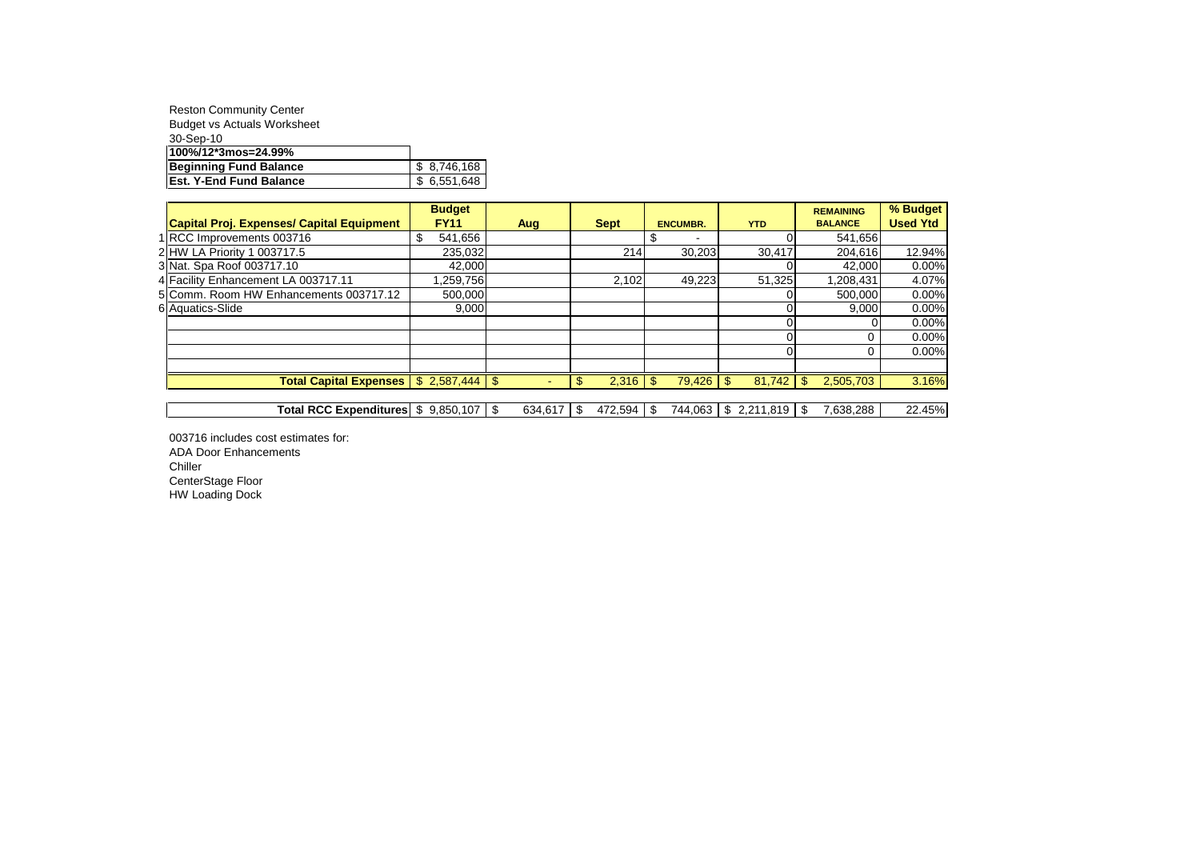Reston Community Center
Budget vs Actuals Worksheet
30-Sep-10

| 100%/12*3mos=24.99% | |
|---|---|
| **Beginning Fund Balance** | $ 8,746,168 |
| **Est. Y-End Fund Balance** | $ 6,551,648 |

| | **Capital Proj. Expenses/ Capital Equipment** | **Budget FY11** | **Aug** | **Sept** | **ENCUMBR.** | **YTD** | **REMAINING BALANCE** | **% Budget Used Ytd** |
|---|---|---|---|---|---|---|---|---|
| 1 | RCC Improvements 003716 | $ 541,656 | | | $ - | 0 | 541,656 | |
| 2 | HW LA Priority 1 003717.5 | 235,032 | | 214 | 30,203 | 30,417 | 204,616 | 12.94% |
| 3 | Nat. Spa Roof 003717.10 | 42,000 | | | | 0 | 42,000 | 0.00% |
| 4 | Facility Enhancement LA 003717.11 | 1,259,756 | | 2,102 | 49,223 | 51,325 | 1,208,431 | 4.07% |
| 5 | Comm. Room HW Enhancements 003717.12 | 500,000 | | | | 0 | 500,000 | 0.00% |
| 6 | Aquatics-Slide | 9,000 | | | | 0 | 9,000 | 0.00% |
| | | | | | | 0 | 0 | 0.00% |
| | | | | | | 0 | 0 | 0.00% |
| | | | | | | 0 | 0 | 0.00% |
| | | | | | | | | |
| | **Total Capital Expenses** | $ 2,587,444 | $ - | $ 2,316 | $ 79,426 | $ 81,742 | $ 2,505,703 | 3.16% |
| | | | | | | | | |
| | **Total RCC Expenditures** | $ 9,850,107 | $ 634,617 | $ 472,594 | $ 744,063 | $ 2,211,819 | $ 7,638,288 | 22.45% |

003716 includes cost estimates for:
ADA Door Enhancements
Chiller
CenterStage Floor
HW Loading Dock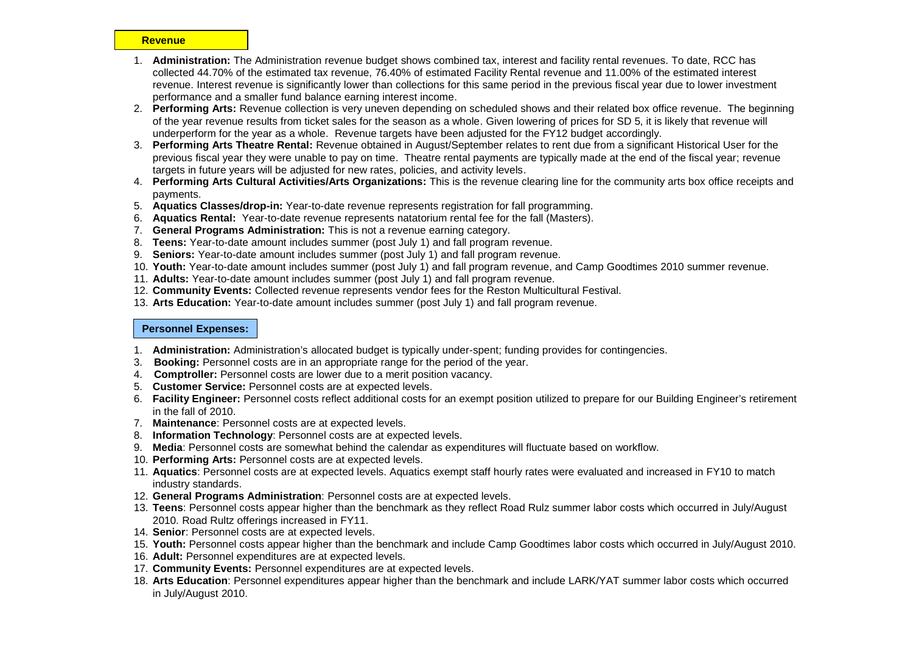**Revenue**

1. **Administration:** The Administration revenue budget shows combined tax, interest and facility rental revenues. To date, RCC has collected 44.70% of the estimated tax revenue, 76.40% of estimated Facility Rental revenue and 11.00% of the estimated interest revenue. Interest revenue is significantly lower than collections for this same period in the previous fiscal year due to lower investment performance and a smaller fund balance earning interest income.
2. **Performing Arts:** Revenue collection is very uneven depending on scheduled shows and their related box office revenue. The beginning of the year revenue results from ticket sales for the season as a whole. Given lowering of prices for SD 5, it is likely that revenue will underperform for the year as a whole. Revenue targets have been adjusted for the FY12 budget accordingly.
3. **Performing Arts Theatre Rental:** Revenue obtained in August/September relates to rent due from a significant Historical User for the previous fiscal year they were unable to pay on time. Theatre rental payments are typically made at the end of the fiscal year; revenue targets in future years will be adjusted for new rates, policies, and activity levels.
4. **Performing Arts Cultural Activities/Arts Organizations:** This is the revenue clearing line for the community arts box office receipts and payments.
5. **Aquatics Classes/drop-in:** Year-to-date revenue represents registration for fall programming.
6. **Aquatics Rental:** Year-to-date revenue represents natatorium rental fee for the fall (Masters).
7. **General Programs Administration:** This is not a revenue earning category.
8. **Teens:** Year-to-date amount includes summer (post July 1) and fall program revenue.
9. **Seniors:** Year-to-date amount includes summer (post July 1) and fall program revenue.
10. **Youth:** Year-to-date amount includes summer (post July 1) and fall program revenue, and Camp Goodtimes 2010 summer revenue.
11. **Adults:** Year-to-date amount includes summer (post July 1) and fall program revenue.
12. **Community Events:** Collected revenue represents vendor fees for the Reston Multicultural Festival.
13. **Arts Education:** Year-to-date amount includes summer (post July 1) and fall program revenue.

**Personnel Expenses:**

1. **Administration:** Administration's allocated budget is typically under-spent; funding provides for contingencies.

3. **Booking:** Personnel costs are in an appropriate range for the period of the year.
4. **Comptroller:** Personnel costs are lower due to a merit position vacancy.
5. **Customer Service:** Personnel costs are at expected levels.
6. **Facility Engineer:** Personnel costs reflect additional costs for an exempt position utilized to prepare for our Building Engineer's retirement in the fall of 2010.
7. **Maintenance**: Personnel costs are at expected levels.
8. **Information Technology**: Personnel costs are at expected levels.
9. **Media**: Personnel costs are somewhat behind the calendar as expenditures will fluctuate based on workflow.
10. **Performing Arts:** Personnel costs are at expected levels.
11. **Aquatics**: Personnel costs are at expected levels. Aquatics exempt staff hourly rates were evaluated and increased in FY10 to match industry standards.
12. **General Programs Administration**: Personnel costs are at expected levels.
13. **Teens**: Personnel costs appear higher than the benchmark as they reflect Road Rulz summer labor costs which occurred in July/August 2010. Road Rultz offerings increased in FY11.
14. **Senior**: Personnel costs are at expected levels.
15. **Youth:** Personnel costs appear higher than the benchmark and include Camp Goodtimes labor costs which occurred in July/August 2010.
16. **Adult:** Personnel expenditures are at expected levels.
17. **Community Events:** Personnel expenditures are at expected levels.
18. **Arts Education**: Personnel expenditures appear higher than the benchmark and include LARK/YAT summer labor costs which occurred in July/August 2010.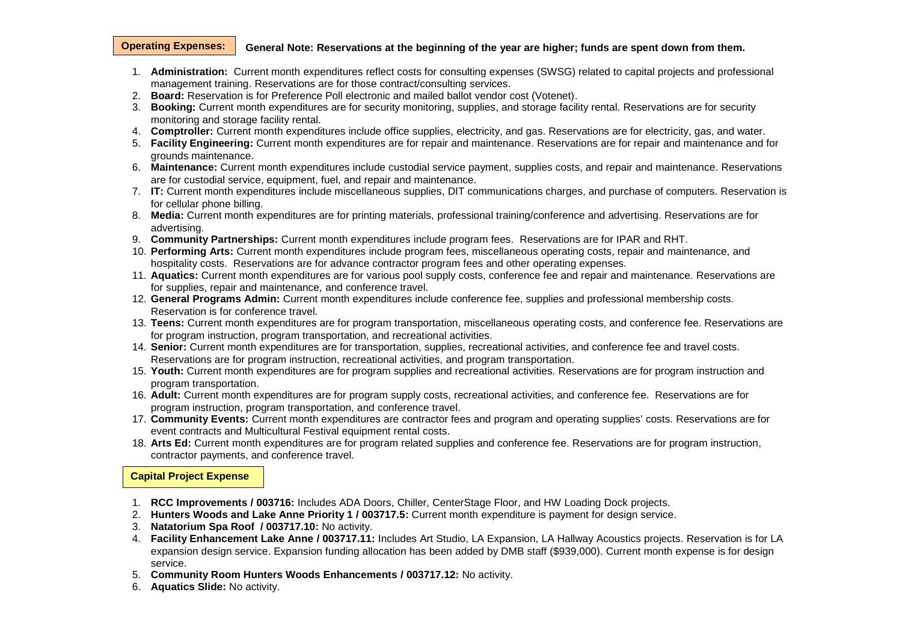**Operating Expenses:**

**General Note: Reservations at the beginning of the year are higher; funds are spent down from them.**

1. **Administration:** Current month expenditures reflect costs for consulting expenses (SWSG) related to capital projects and professional management training. Reservations are for those contract/consulting services.
2. **Board:** Reservation is for Preference Poll electronic and mailed ballot vendor cost (Votenet).
3. **Booking:** Current month expenditures are for security monitoring, supplies, and storage facility rental. Reservations are for security monitoring and storage facility rental.
4. **Comptroller:** Current month expenditures include office supplies, electricity, and gas. Reservations are for electricity, gas, and water.
5. **Facility Engineering:** Current month expenditures are for repair and maintenance. Reservations are for repair and maintenance and for grounds maintenance.
6. **Maintenance:** Current month expenditures include custodial service payment, supplies costs, and repair and maintenance. Reservations are for custodial service, equipment, fuel, and repair and maintenance.
7. **IT:** Current month expenditures include miscellaneous supplies, DIT communications charges, and purchase of computers. Reservation is for cellular phone billing.
8. **Media:** Current month expenditures are for printing materials, professional training/conference and advertising. Reservations are for advertising.
9. **Community Partnerships:** Current month expenditures include program fees. Reservations are for IPAR and RHT.
10. **Performing Arts:** Current month expenditures include program fees, miscellaneous operating costs, repair and maintenance, and hospitality costs. Reservations are for advance contractor program fees and other operating expenses.
11. **Aquatics:** Current month expenditures are for various pool supply costs, conference fee and repair and maintenance. Reservations are for supplies, repair and maintenance, and conference travel.
12. **General Programs Admin:** Current month expenditures include conference fee, supplies and professional membership costs. Reservation is for conference travel.
13. **Teens:** Current month expenditures are for program transportation, miscellaneous operating costs, and conference fee. Reservations are for program instruction, program transportation, and recreational activities.
14. **Senior:** Current month expenditures are for transportation, supplies, recreational activities, and conference fee and travel costs. Reservations are for program instruction, recreational activities, and program transportation.
15. **Youth:** Current month expenditures are for program supplies and recreational activities. Reservations are for program instruction and program transportation.
16. **Adult:** Current month expenditures are for program supply costs, recreational activities, and conference fee. Reservations are for program instruction, program transportation, and conference travel.
17. **Community Events:** Current month expenditures are contractor fees and program and operating supplies' costs. Reservations are for event contracts and Multicultural Festival equipment rental costs.
18. **Arts Ed:** Current month expenditures are for program related supplies and conference fee. Reservations are for program instruction, contractor payments, and conference travel.

**Capital Project Expense**

1. **RCC Improvements / 003716:** Includes ADA Doors, Chiller, CenterStage Floor, and HW Loading Dock projects.
2. **Hunters Woods and Lake Anne Priority 1 / 003717.5:** Current month expenditure is payment for design service.
3. **Natatorium Spa Roof / 003717.10:** No activity.
4. **Facility Enhancement Lake Anne / 003717.11:** Includes Art Studio, LA Expansion, LA Hallway Acoustics projects. Reservation is for LA expansion design service. Expansion funding allocation has been added by DMB staff ($939,000). Current month expense is for design service.
5. **Community Room Hunters Woods Enhancements / 003717.12:** No activity.
6. **Aquatics Slide:** No activity.